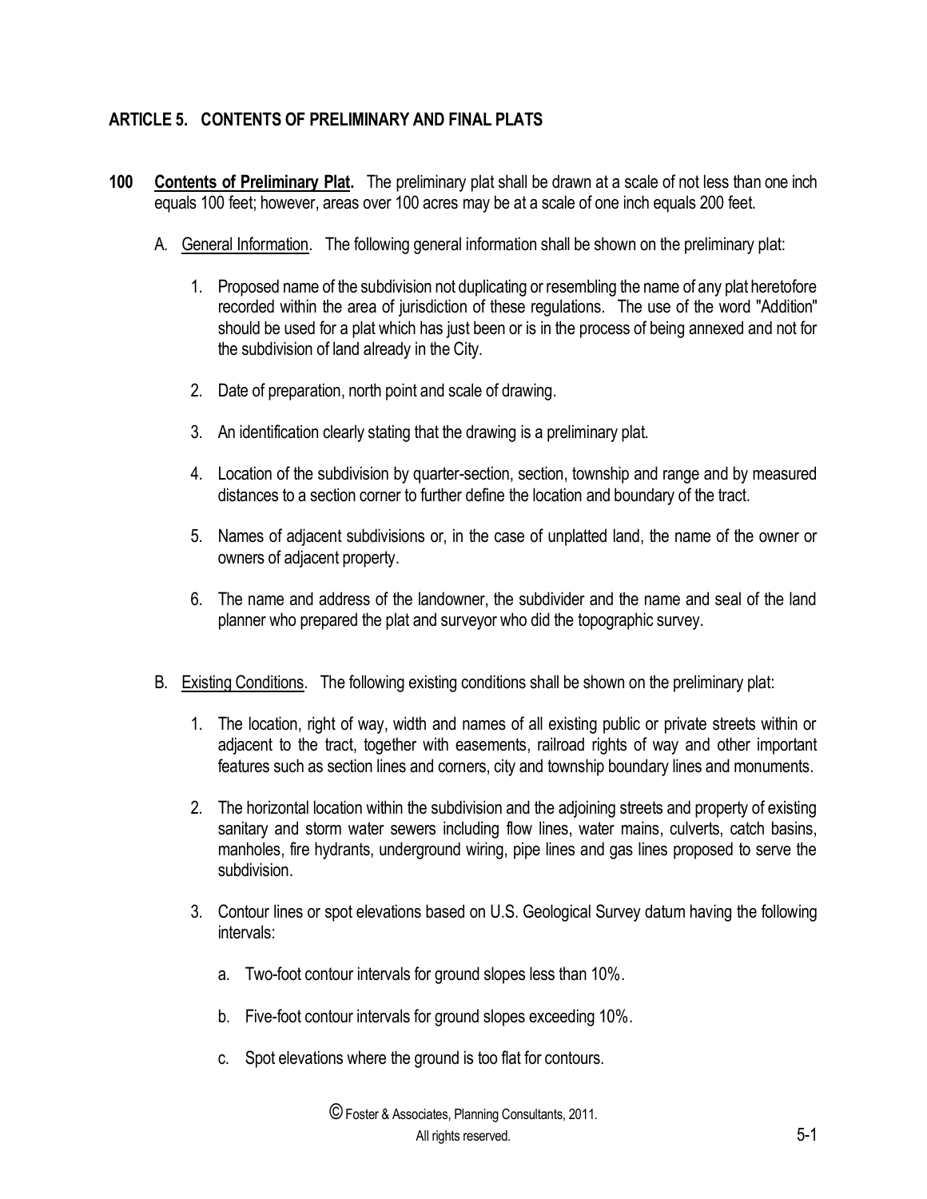# ARTICLE 5. CONTENTS OF PRELIMINARY AND FINAL PLATS

**100 <u>Contents of Preliminary Plat</u>.** The preliminary plat shall be drawn at a scale of not less than one inch equals 100 feet; however, areas over 100 acres may be at a scale of one inch equals 200 feet.

A. <u>General Information</u>. The following general information shall be shown on the preliminary plat:

1. Proposed name of the subdivision not duplicating or resembling the name of any plat heretofore recorded within the area of jurisdiction of these regulations. The use of the word "Addition" should be used for a plat which has just been or is in the process of being annexed and not for the subdivision of land already in the City.

2. Date of preparation, north point and scale of drawing.

3. An identification clearly stating that the drawing is a preliminary plat.

4. Location of the subdivision by quarter-section, section, township and range and by measured distances to a section corner to further define the location and boundary of the tract.

5. Names of adjacent subdivisions or, in the case of unplatted land, the name of the owner or owners of adjacent property.

6. The name and address of the landowner, the subdivider and the name and seal of the land planner who prepared the plat and surveyor who did the topographic survey.

B. <u>Existing Conditions</u>. The following existing conditions shall be shown on the preliminary plat:

1. The location, right of way, width and names of all existing public or private streets within or adjacent to the tract, together with easements, railroad rights of way and other important features such as section lines and corners, city and township boundary lines and monuments.

2. The horizontal location within the subdivision and the adjoining streets and property of existing sanitary and storm water sewers including flow lines, water mains, culverts, catch basins, manholes, fire hydrants, underground wiring, pipe lines and gas lines proposed to serve the subdivision.

3. Contour lines or spot elevations based on U.S. Geological Survey datum having the following intervals:

   a. Two-foot contour intervals for ground slopes less than 10%.

   b. Five-foot contour intervals for ground slopes exceeding 10%.

   c. Spot elevations where the ground is too flat for contours.

© Foster & Associates, Planning Consultants, 2011. All rights reserved.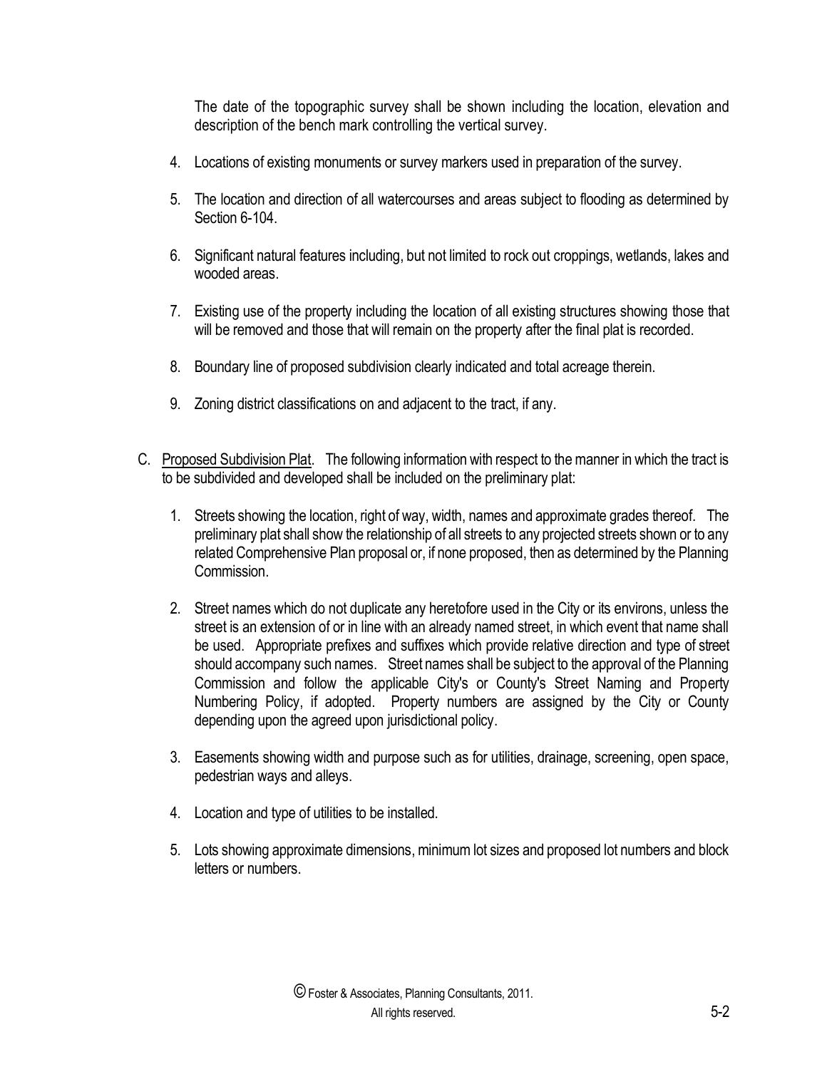The date of the topographic survey shall be shown including the location, elevation and description of the bench mark controlling the vertical survey.

4. Locations of existing monuments or survey markers used in preparation of the survey.

5. The location and direction of all watercourses and areas subject to flooding as determined by Section 6-104.

6. Significant natural features including, but not limited to rock out croppings, wetlands, lakes and wooded areas.

7. Existing use of the property including the location of all existing structures showing those that will be removed and those that will remain on the property after the final plat is recorded.

8. Boundary line of proposed subdivision clearly indicated and total acreage therein.

9. Zoning district classifications on and adjacent to the tract, if any.

C. Proposed Subdivision Plat. The following information with respect to the manner in which the tract is to be subdivided and developed shall be included on the preliminary plat:

1. Streets showing the location, right of way, width, names and approximate grades thereof. The preliminary plat shall show the relationship of all streets to any projected streets shown or to any related Comprehensive Plan proposal or, if none proposed, then as determined by the Planning Commission.

2. Street names which do not duplicate any heretofore used in the City or its environs, unless the street is an extension of or in line with an already named street, in which event that name shall be used. Appropriate prefixes and suffixes which provide relative direction and type of street should accompany such names. Street names shall be subject to the approval of the Planning Commission and follow the applicable City's or County's Street Naming and Property Numbering Policy, if adopted. Property numbers are assigned by the City or County depending upon the agreed upon jurisdictional policy.

3. Easements showing width and purpose such as for utilities, drainage, screening, open space, pedestrian ways and alleys.

4. Location and type of utilities to be installed.

5. Lots showing approximate dimensions, minimum lot sizes and proposed lot numbers and block letters or numbers.

© Foster & Associates, Planning Consultants, 2011. All rights reserved.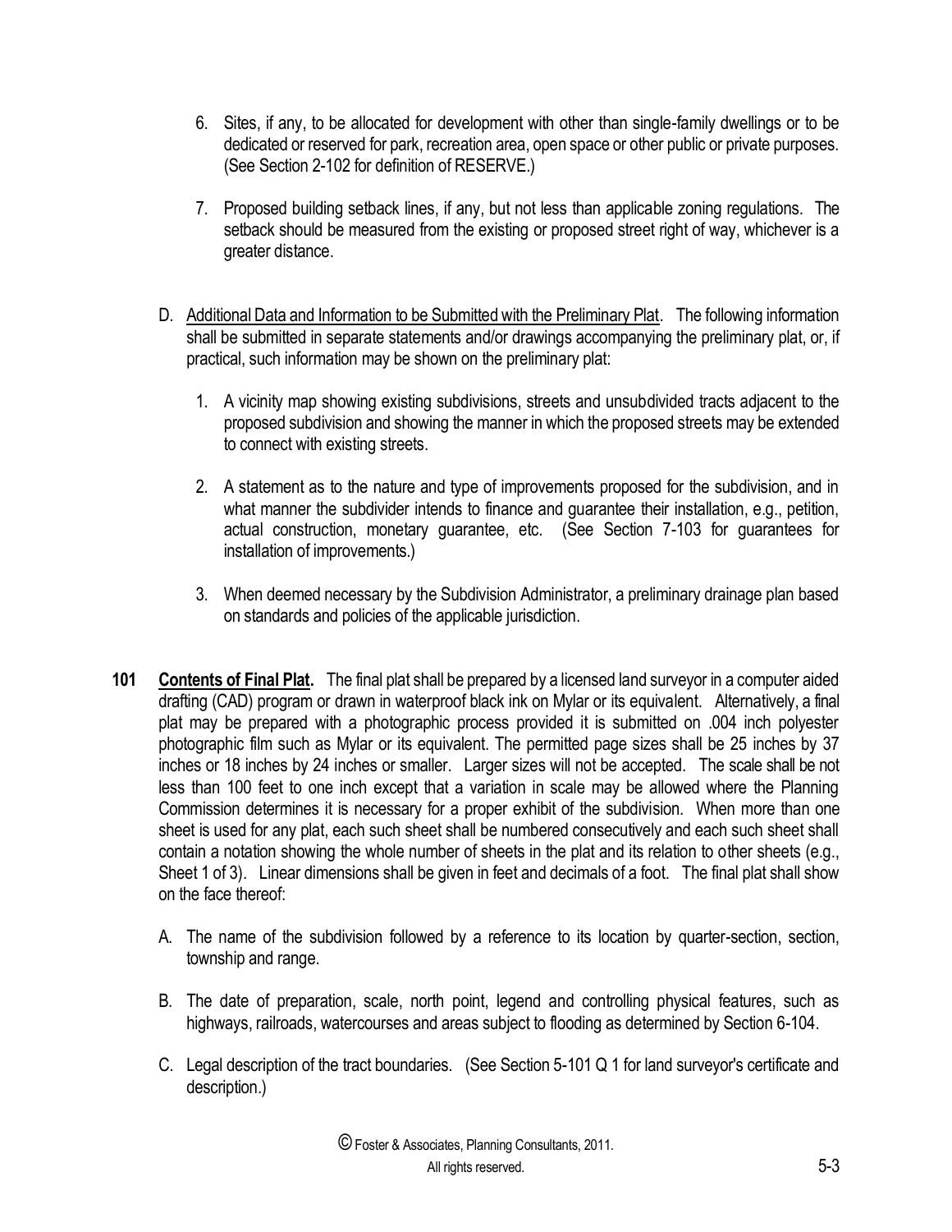6. Sites, if any, to be allocated for development with other than single-family dwellings or to be dedicated or reserved for park, recreation area, open space or other public or private purposes. (See Section 2-102 for definition of RESERVE.)

7. Proposed building setback lines, if any, but not less than applicable zoning regulations. The setback should be measured from the existing or proposed street right of way, whichever is a greater distance.

D. <u>Additional Data and Information to be Submitted with the Preliminary Plat</u>. The following information shall be submitted in separate statements and/or drawings accompanying the preliminary plat, or, if practical, such information may be shown on the preliminary plat:

1. A vicinity map showing existing subdivisions, streets and unsubdivided tracts adjacent to the proposed subdivision and showing the manner in which the proposed streets may be extended to connect with existing streets.

2. A statement as to the nature and type of improvements proposed for the subdivision, and in what manner the subdivider intends to finance and guarantee their installation, e.g., petition, actual construction, monetary guarantee, etc. (See Section 7-103 for guarantees for installation of improvements.)

3. When deemed necessary by the Subdivision Administrator, a preliminary drainage plan based on standards and policies of the applicable jurisdiction.

**101 <u>Contents of Final Plat.</u>** The final plat shall be prepared by a licensed land surveyor in a computer aided drafting (CAD) program or drawn in waterproof black ink on Mylar or its equivalent. Alternatively, a final plat may be prepared with a photographic process provided it is submitted on .004 inch polyester photographic film such as Mylar or its equivalent. The permitted page sizes shall be 25 inches by 37 inches or 18 inches by 24 inches or smaller. Larger sizes will not be accepted. The scale shall be not less than 100 feet to one inch except that a variation in scale may be allowed where the Planning Commission determines it is necessary for a proper exhibit of the subdivision. When more than one sheet is used for any plat, each such sheet shall be numbered consecutively and each such sheet shall contain a notation showing the whole number of sheets in the plat and its relation to other sheets (e.g., Sheet 1 of 3). Linear dimensions shall be given in feet and decimals of a foot. The final plat shall show on the face thereof:

A. The name of the subdivision followed by a reference to its location by quarter-section, section, township and range.

B. The date of preparation, scale, north point, legend and controlling physical features, such as highways, railroads, watercourses and areas subject to flooding as determined by Section 6-104.

C. Legal description of the tract boundaries. (See Section 5-101 Q 1 for land surveyor's certificate and description.)

© Foster & Associates, Planning Consultants, 2011. All rights reserved.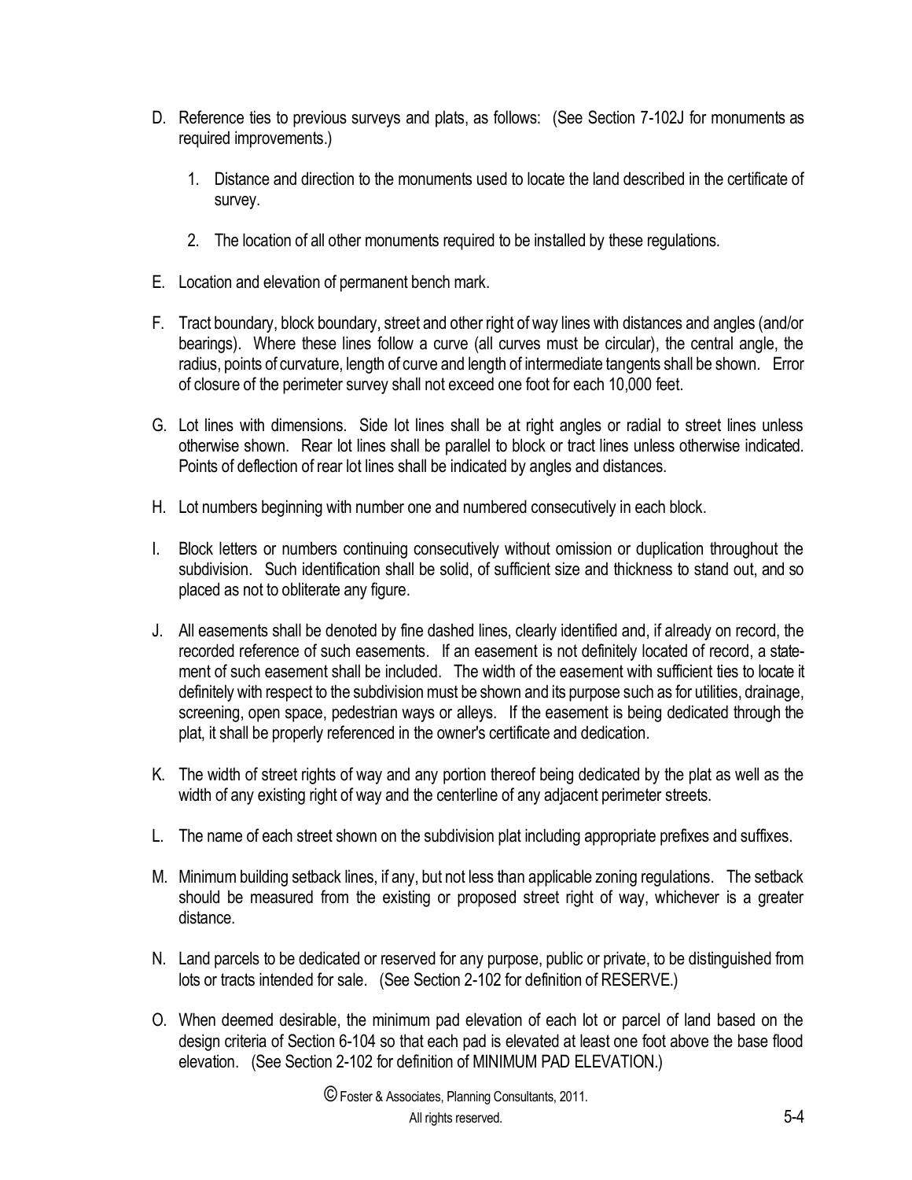D. Reference ties to previous surveys and plats, as follows: (See Section 7-102J for monuments as required improvements.)

   1. Distance and direction to the monuments used to locate the land described in the certificate of survey.

   2. The location of all other monuments required to be installed by these regulations.

E. Location and elevation of permanent bench mark.

F. Tract boundary, block boundary, street and other right of way lines with distances and angles (and/or bearings). Where these lines follow a curve (all curves must be circular), the central angle, the radius, points of curvature, length of curve and length of intermediate tangents shall be shown. Error of closure of the perimeter survey shall not exceed one foot for each 10,000 feet.

G. Lot lines with dimensions. Side lot lines shall be at right angles or radial to street lines unless otherwise shown. Rear lot lines shall be parallel to block or tract lines unless otherwise indicated. Points of deflection of rear lot lines shall be indicated by angles and distances.

H. Lot numbers beginning with number one and numbered consecutively in each block.

I. Block letters or numbers continuing consecutively without omission or duplication throughout the subdivision. Such identification shall be solid, of sufficient size and thickness to stand out, and so placed as not to obliterate any figure.

J. All easements shall be denoted by fine dashed lines, clearly identified and, if already on record, the recorded reference of such easements. If an easement is not definitely located of record, a statement of such easement shall be included. The width of the easement with sufficient ties to locate it definitely with respect to the subdivision must be shown and its purpose such as for utilities, drainage, screening, open space, pedestrian ways or alleys. If the easement is being dedicated through the plat, it shall be properly referenced in the owner's certificate and dedication.

K. The width of street rights of way and any portion thereof being dedicated by the plat as well as the width of any existing right of way and the centerline of any adjacent perimeter streets.

L. The name of each street shown on the subdivision plat including appropriate prefixes and suffixes.

M. Minimum building setback lines, if any, but not less than applicable zoning regulations. The setback should be measured from the existing or proposed street right of way, whichever is a greater distance.

N. Land parcels to be dedicated or reserved for any purpose, public or private, to be distinguished from lots or tracts intended for sale. (See Section 2-102 for definition of RESERVE.)

O. When deemed desirable, the minimum pad elevation of each lot or parcel of land based on the design criteria of Section 6-104 so that each pad is elevated at least one foot above the base flood elevation. (See Section 2-102 for definition of MINIMUM PAD ELEVATION.)

© Foster & Associates, Planning Consultants, 2011.
All rights reserved.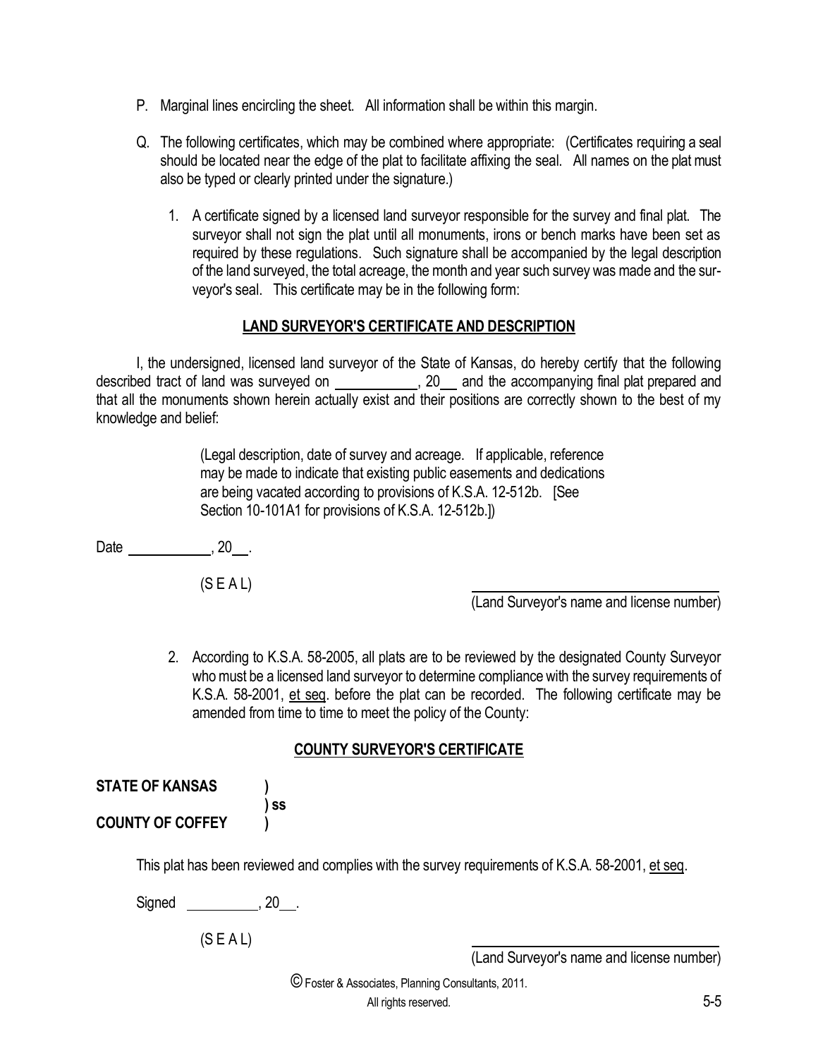P. Marginal lines encircling the sheet. All information shall be within this margin.

Q. The following certificates, which may be combined where appropriate: (Certificates requiring a seal should be located near the edge of the plat to facilitate affixing the seal. All names on the plat must also be typed or clearly printed under the signature.)

1. A certificate signed by a licensed land surveyor responsible for the survey and final plat. The surveyor shall not sign the plat until all monuments, irons or bench marks have been set as required by these regulations. Such signature shall be accompanied by the legal description of the land surveyed, the total acreage, the month and year such survey was made and the surveyor's seal. This certificate may be in the following form:

**LAND SURVEYOR'S CERTIFICATE AND DESCRIPTION**

I, the undersigned, licensed land surveyor of the State of Kansas, do hereby certify that the following described tract of land was surveyed on \_\_\_\_\_\_\_\_\_\_\_, 20\_\_ and the accompanying final plat prepared and that all the monuments shown herein actually exist and their positions are correctly shown to the best of my knowledge and belief:

> (Legal description, date of survey and acreage. If applicable, reference may be made to indicate that existing public easements and dedications are being vacated according to provisions of K.S.A. 12-512b. [See Section 10-101A1 for provisions of K.S.A. 12-512b.])

Date \_\_\_\_\_\_\_\_\_\_\_, 20\_\_.

(S E A L)

\_\_\_\_\_\_\_\_\_\_\_\_\_\_\_\_\_\_\_\_\_\_\_\_\_\_\_\_\_\_\_\_\_\_
(Land Surveyor's name and license number)

2. According to K.S.A. 58-2005, all plats are to be reviewed by the designated County Surveyor who must be a licensed land surveyor to determine compliance with the survey requirements of K.S.A. 58-2001, et seq. before the plat can be recorded. The following certificate may be amended from time to time to meet the policy of the County:

**COUNTY SURVEYOR'S CERTIFICATE**

**STATE OF KANSAS )**
**) ss**
**COUNTY OF COFFEY )**

This plat has been reviewed and complies with the survey requirements of K.S.A. 58-2001, et seq.

Signed \_\_\_\_\_\_\_\_\_\_, 20\_\_.

(S E A L)

\_\_\_\_\_\_\_\_\_\_\_\_\_\_\_\_\_\_\_\_\_\_\_\_\_\_\_\_\_\_\_\_\_\_
(Land Surveyor's name and license number)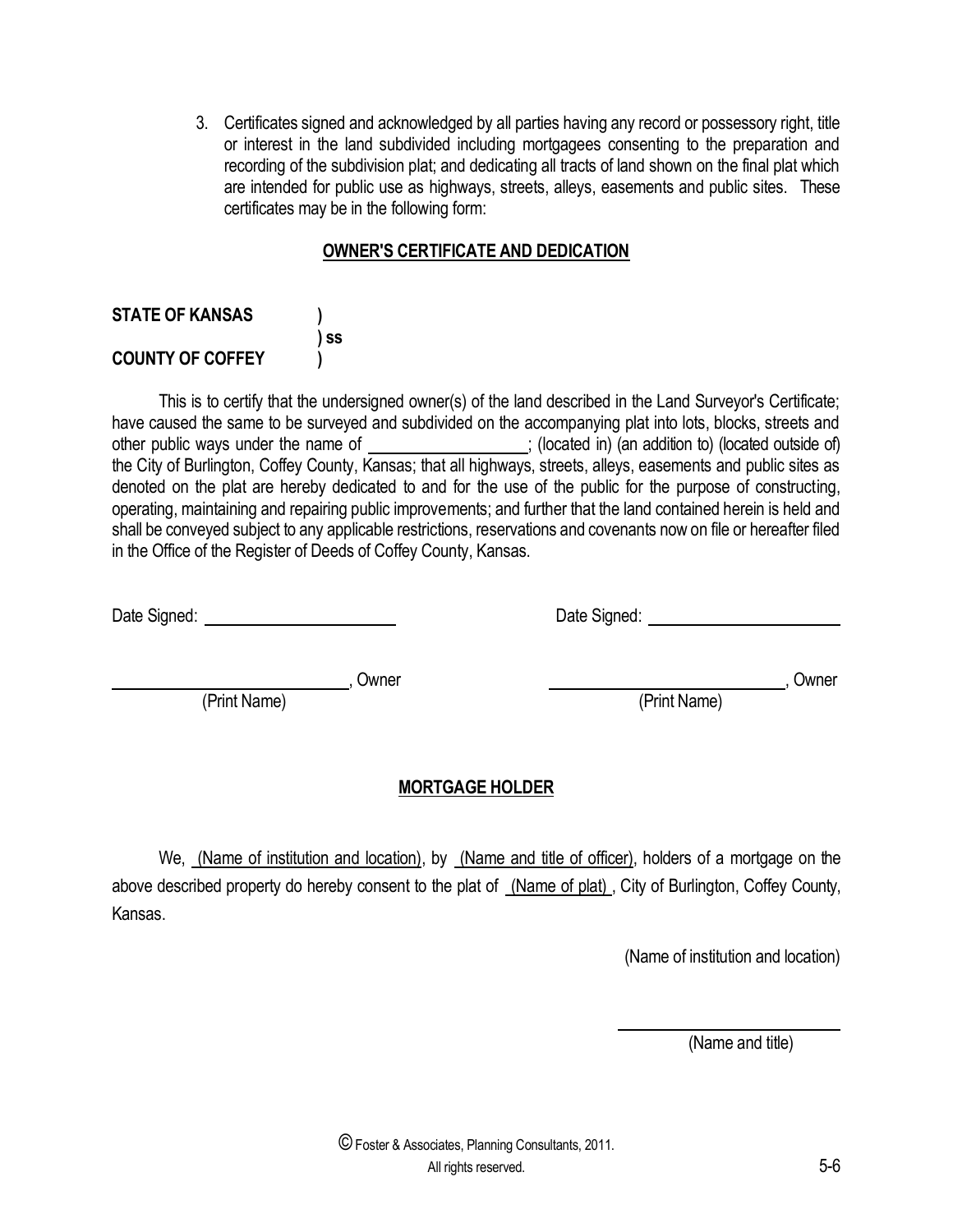3. Certificates signed and acknowledged by all parties having any record or possessory right, title or interest in the land subdivided including mortgagees consenting to the preparation and recording of the subdivision plat; and dedicating all tracts of land shown on the final plat which are intended for public use as highways, streets, alleys, easements and public sites. These certificates may be in the following form:

**<u>OWNER'S CERTIFICATE AND DEDICATION</u>**

**STATE OF KANSAS )**
**) ss**
**COUNTY OF COFFEY )**

This is to certify that the undersigned owner(s) of the land described in the Land Surveyor's Certificate; have caused the same to be surveyed and subdivided on the accompanying plat into lots, blocks, streets and other public ways under the name of \_\_\_\_\_\_\_\_\_\_\_\_\_\_\_\_\_\_; (located in) (an addition to) (located outside of) the City of Burlington, Coffey County, Kansas; that all highways, streets, alleys, easements and public sites as denoted on the plat are hereby dedicated to and for the use of the public for the purpose of constructing, operating, maintaining and repairing public improvements; and further that the land contained herein is held and shall be conveyed subject to any applicable restrictions, reservations and covenants now on file or hereafter filed in the Office of the Register of Deeds of Coffey County, Kansas.

Date Signed: \_\_\_\_\_\_\_\_\_\_\_\_\_\_\_\_\_\_\_\_\_\_ Date Signed: \_\_\_\_\_\_\_\_\_\_\_\_\_\_\_\_\_\_\_\_\_\_

\_\_\_\_\_\_\_\_\_\_\_\_\_\_\_\_\_\_\_\_\_\_\_\_\_\_, Owner
(Print Name)

\_\_\_\_\_\_\_\_\_\_\_\_\_\_\_\_\_\_\_\_\_\_\_\_\_\_, Owner
(Print Name)

**<u>MORTGAGE HOLDER</u>**

We, <u>(Name of institution and location)</u>, by <u>(Name and title of officer)</u>, holders of a mortgage on the above described property do hereby consent to the plat of <u>(Name of plat)</u>, City of Burlington, Coffey County, Kansas.

(Name of institution and location)

\_\_\_\_\_\_\_\_\_\_\_\_\_\_\_\_\_\_\_\_\_\_\_\_\_\_
(Name and title)

© Foster & Associates, Planning Consultants, 2011.
All rights reserved.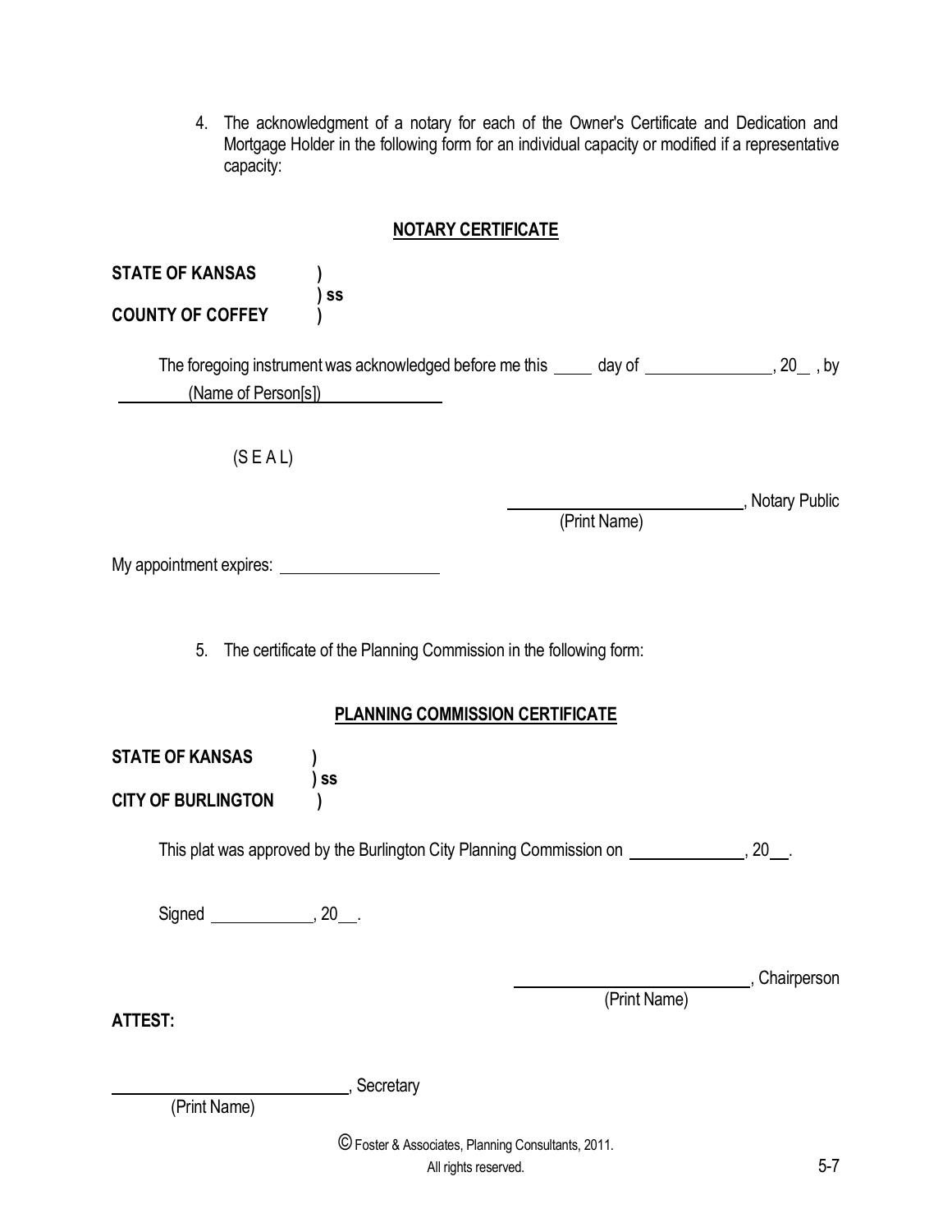4. The acknowledgment of a notary for each of the Owner's Certificate and Dedication and Mortgage Holder in the following form for an individual capacity or modified if a representative capacity:

**NOTARY CERTIFICATE**

**STATE OF KANSAS )**
**) ss**
**COUNTY OF COFFEY )**

The foregoing instrument was acknowledged before me this ____ day of ______________, 20__ , by
________(Name of Person[s])______________

(S E A L)

____________________________, Notary Public
(Print Name)

My appointment expires: ___________________

5. The certificate of the Planning Commission in the following form:

**PLANNING COMMISSION CERTIFICATE**

**STATE OF KANSAS )**
**) ss**
**CITY OF BURLINGTON )**

This plat was approved by the Burlington City Planning Commission on _____________, 20__.

Signed ____________, 20__.

____________________________, Chairperson
(Print Name)

**ATTEST:**

____________________________, Secretary
(Print Name)

© Foster & Associates, Planning Consultants, 2011.
All rights reserved.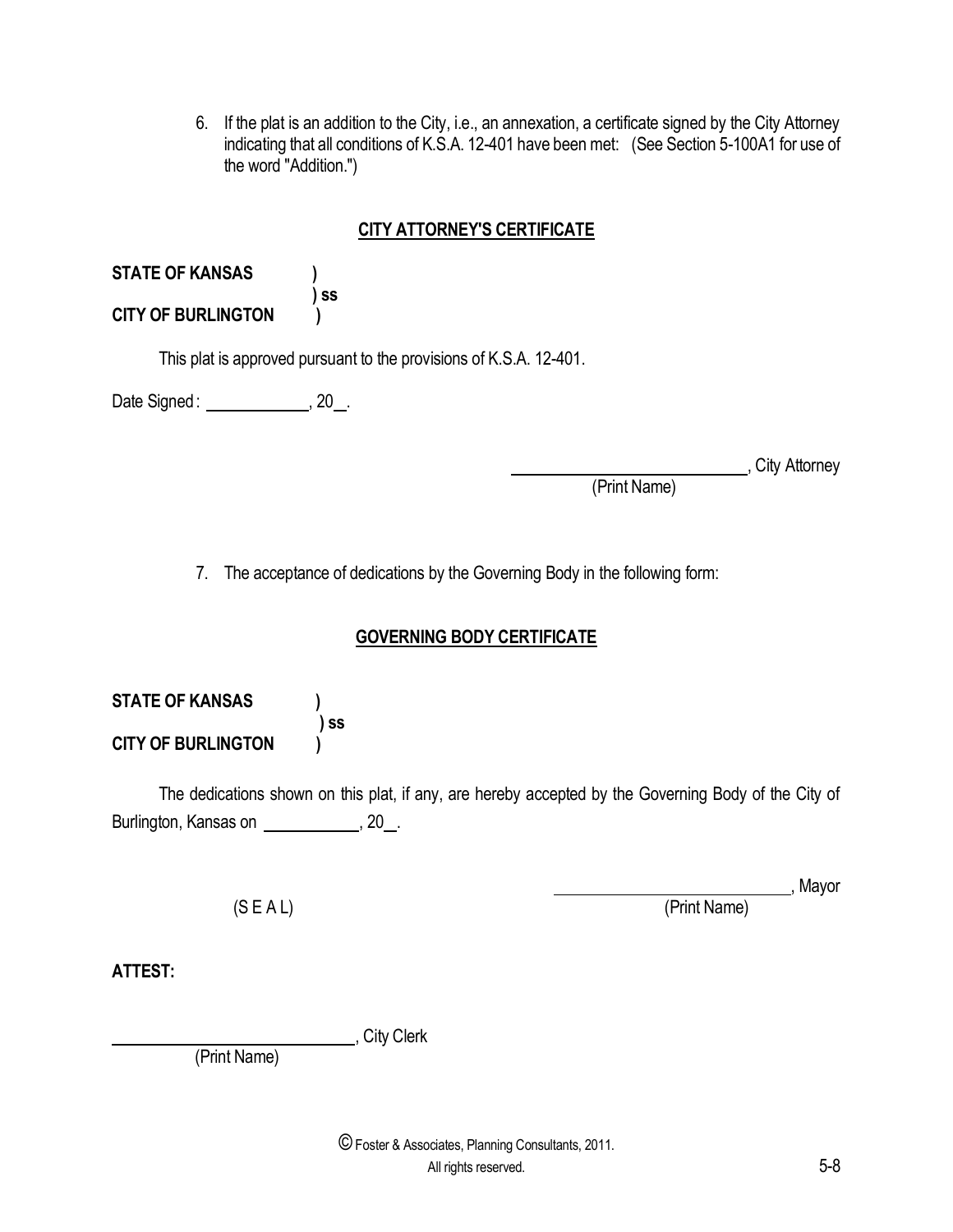6. If the plat is an addition to the City, i.e., an annexation, a certificate signed by the City Attorney indicating that all conditions of K.S.A. 12-401 have been met: (See Section 5-100A1 for use of the word "Addition.")

**CITY ATTORNEY'S CERTIFICATE**

**STATE OF KANSAS )**
**) ss**
**CITY OF BURLINGTON )**

This plat is approved pursuant to the provisions of K.S.A. 12-401.

Date Signed: ____________, 20__.

______________________________, City Attorney
(Print Name)

7. The acceptance of dedications by the Governing Body in the following form:

**GOVERNING BODY CERTIFICATE**

**STATE OF KANSAS )**
**) ss**
**CITY OF BURLINGTON )**

The dedications shown on this plat, if any, are hereby accepted by the Governing Body of the City of Burlington, Kansas on ___________, 20__.

(S E A L)

______________________________, Mayor
(Print Name)

**ATTEST:**

______________________________, City Clerk
(Print Name)

© Foster & Associates, Planning Consultants, 2011.
All rights reserved.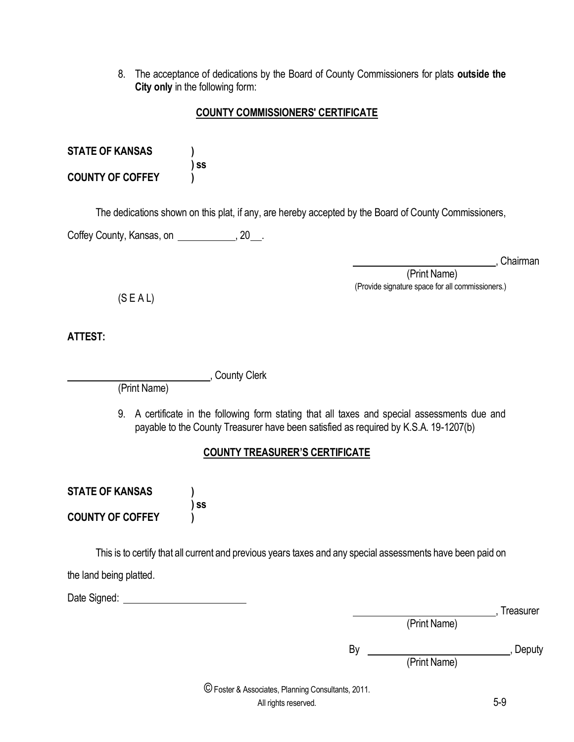8. The acceptance of dedications by the Board of County Commissioners for plats **outside the City only** in the following form:

**COUNTY COMMISSIONERS' CERTIFICATE**

**STATE OF KANSAS )**
**) ss**
**COUNTY OF COFFEY )**

The dedications shown on this plat, if any, are hereby accepted by the Board of County Commissioners, Coffey County, Kansas, on ___________, 20__.

_____________________________, Chairman
(Print Name)
(Provide signature space for all commissioners.)

(S E A L)

**ATTEST:**

_____________________________, County Clerk
(Print Name)

9. A certificate in the following form stating that all taxes and special assessments due and payable to the County Treasurer have been satisfied as required by K.S.A. 19-1207(b)

**COUNTY TREASURER'S CERTIFICATE**

**STATE OF KANSAS )**
**) ss**
**COUNTY OF COFFEY )**

This is to certify that all current and previous years taxes and any special assessments have been paid on the land being platted.

Date Signed: ________________________

_____________________________, Treasurer
(Print Name)

By _____________________________, Deputy
(Print Name)

© Foster & Associates, Planning Consultants, 2011.
All rights reserved.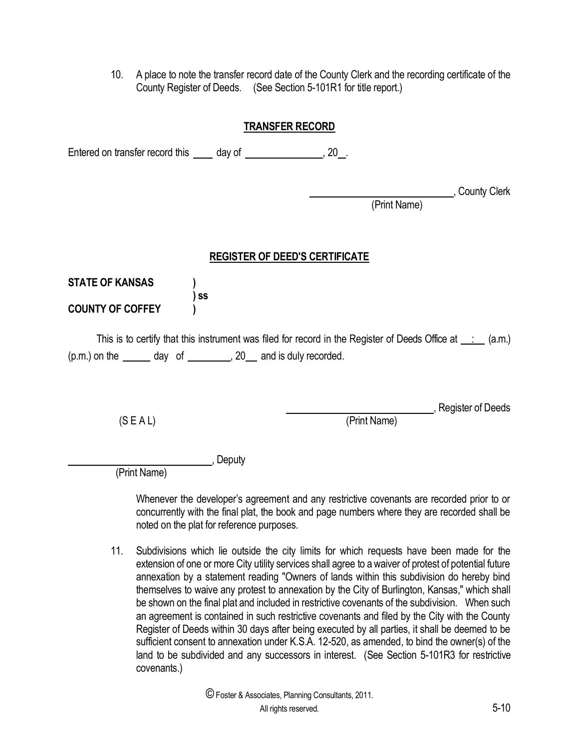10. A place to note the transfer record date of the County Clerk and the recording certificate of the County Register of Deeds. (See Section 5-101R1 for title report.)

**TRANSFER RECORD**

Entered on transfer record this ____ day of ______________, 20__.

______________________________, County Clerk
(Print Name)

**REGISTER OF DEED'S CERTIFICATE**

**STATE OF KANSAS )**
**) ss**
**COUNTY OF COFFEY )**

This is to certify that this instrument was filed for record in the Register of Deeds Office at __:__ (a.m.) (p.m.) on the _____ day of ________, 20__ and is duly recorded.

(S E A L)

______________________________, Register of Deeds
(Print Name)

______________________________, Deputy
(Print Name)

Whenever the developer's agreement and any restrictive covenants are recorded prior to or concurrently with the final plat, the book and page numbers where they are recorded shall be noted on the plat for reference purposes.

11. Subdivisions which lie outside the city limits for which requests have been made for the extension of one or more City utility services shall agree to a waiver of protest of potential future annexation by a statement reading "Owners of lands within this subdivision do hereby bind themselves to waive any protest to annexation by the City of Burlington, Kansas," which shall be shown on the final plat and included in restrictive covenants of the subdivision. When such an agreement is contained in such restrictive covenants and filed by the City with the County Register of Deeds within 30 days after being executed by all parties, it shall be deemed to be sufficient consent to annexation under K.S.A. 12-520, as amended, to bind the owner(s) of the land to be subdivided and any successors in interest. (See Section 5-101R3 for restrictive covenants.)

© Foster & Associates, Planning Consultants, 2011.
All rights reserved.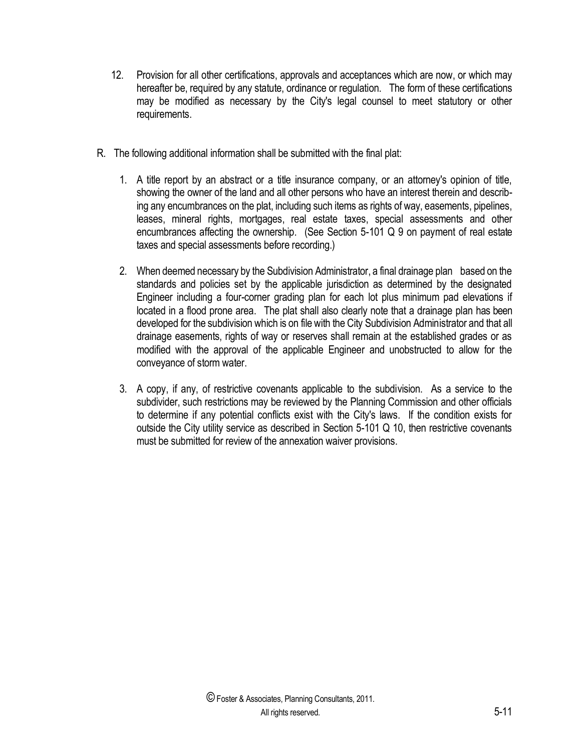12. Provision for all other certifications, approvals and acceptances which are now, or which may hereafter be, required by any statute, ordinance or regulation. The form of these certifications may be modified as necessary by the City's legal counsel to meet statutory or other requirements.

R. The following additional information shall be submitted with the final plat:

   1. A title report by an abstract or a title insurance company, or an attorney's opinion of title, showing the owner of the land and all other persons who have an interest therein and describing any encumbrances on the plat, including such items as rights of way, easements, pipelines, leases, mineral rights, mortgages, real estate taxes, special assessments and other encumbrances affecting the ownership. (See Section 5-101 Q 9 on payment of real estate taxes and special assessments before recording.)

   2. When deemed necessary by the Subdivision Administrator, a final drainage plan based on the standards and policies set by the applicable jurisdiction as determined by the designated Engineer including a four-corner grading plan for each lot plus minimum pad elevations if located in a flood prone area. The plat shall also clearly note that a drainage plan has been developed for the subdivision which is on file with the City Subdivision Administrator and that all drainage easements, rights of way or reserves shall remain at the established grades or as modified with the approval of the applicable Engineer and unobstructed to allow for the conveyance of storm water.

   3. A copy, if any, of restrictive covenants applicable to the subdivision. As a service to the subdivider, such restrictions may be reviewed by the Planning Commission and other officials to determine if any potential conflicts exist with the City's laws. If the condition exists for outside the City utility service as described in Section 5-101 Q 10, then restrictive covenants must be submitted for review of the annexation waiver provisions.